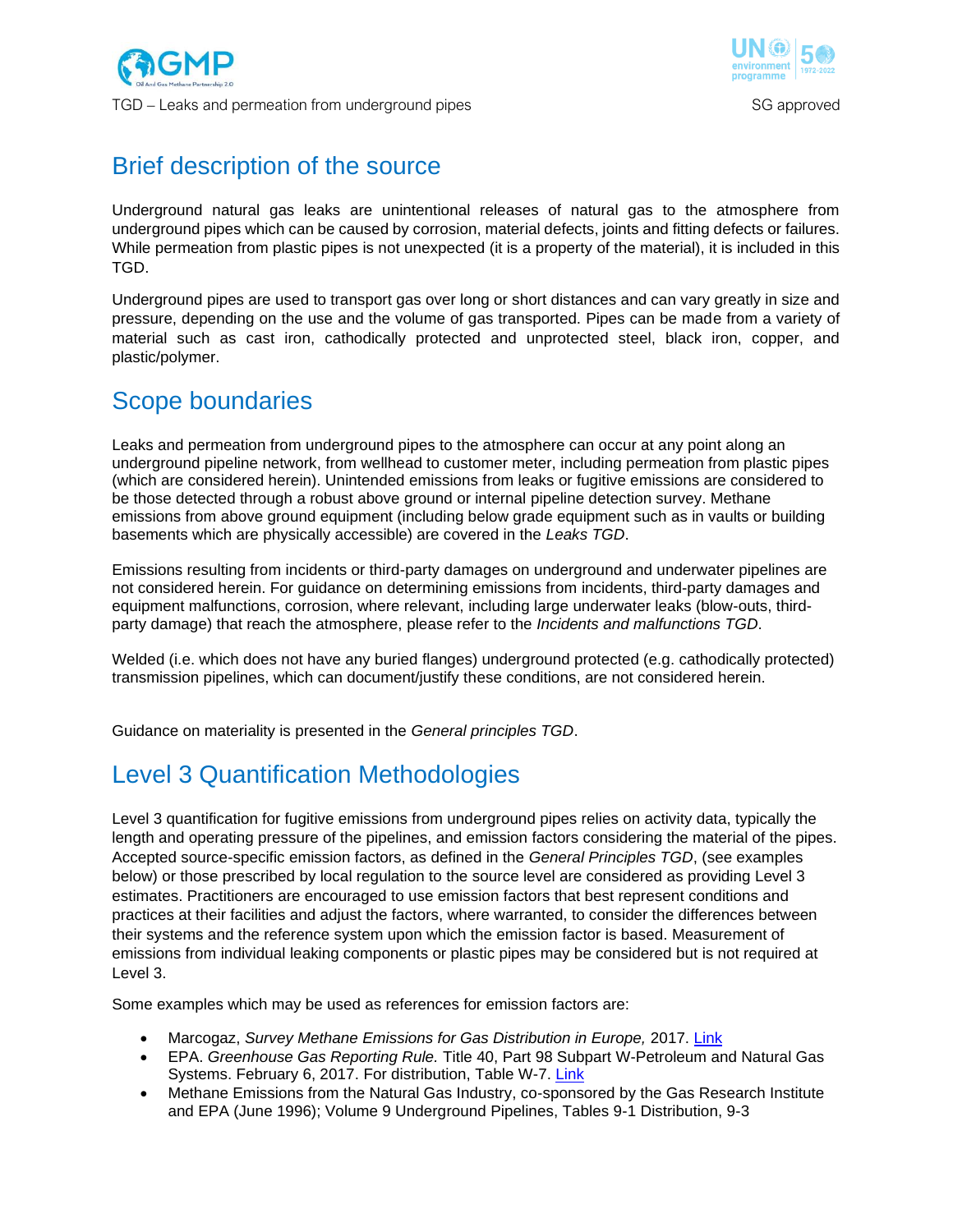## Brief description of the source

Underground natural gas leaks are unintentional releases of natural gas to the atmosphere from underground pipes which can be caused by corrosion, material defects, joints and fitting defects or failures. While permeation from plastic pipes is not unexpected (it is a property of the material), it is included in this TGD.

Underground pipes are used to transport gas over long or short distances and can vary greatly in size and pressure, depending on the use and the volume of gas transported. Pipes can be made from a variety of material such as cast iron, cathodically protected and unprotected steel, black iron, copper, and plastic/polymer.

## Scope boundaries

Leaks and permeation from underground pipes to the atmosphere can occur at any point along an underground pipeline network, from wellhead to customer meter, including permeation from plastic pipes (which are considered herein). Unintended emissions from leaks or fugitive emissions are considered to be those detected through a robust above ground or internal pipeline detection survey. Methane emissions from above ground equipment (including below grade equipment such as in vaults or building basements which are physically accessible) are covered in the *Leaks TGD*.

Emissions resulting from incidents or third-party damages on underground and underwater pipelines are not considered herein. For guidance on determining emissions from incidents, third-party damages and equipment malfunctions, corrosion, where relevant, including large underwater leaks (blow-outs, third-party damage) that reach the atmosphere, please refer to the *Incidents and malfunctions TGD*.

Welded (i.e. which does not have any buried flanges) underground protected (e.g. cathodically protected) transmission pipelines, which can document/justify these conditions, are not considered herein.

Guidance on materiality is presented in the *General principles TGD*.

## Level 3 Quantification Methodologies

Level 3 quantification for fugitive emissions from underground pipes relies on activity data, typically the length and operating pressure of the pipelines, and emission factors considering the material of the pipes. Accepted source-specific emission factors, as defined in the *General Principles TGD*, (see examples below) or those prescribed by local regulation to the source level are considered as providing Level 3 estimates. Practitioners are encouraged to use emission factors that best represent conditions and practices at their facilities and adjust the factors, where warranted, to consider the differences between their systems and the reference system upon which the emission factor is based. Measurement of emissions from individual leaking components or plastic pipes may be considered but is not required at Level 3.

Some examples which may be used as references for emission factors are:

- Marcogaz, *Survey Methane Emissions for Gas Distribution in Europe,* 2017. Link
- EPA. *Greenhouse Gas Reporting Rule.* Title 40, Part 98 Subpart W-Petroleum and Natural Gas Systems. February 6, 2017. For distribution, Table W-7. Link
- Methane Emissions from the Natural Gas Industry, co-sponsored by the Gas Research Institute and EPA (June 1996); Volume 9 Underground Pipelines, Tables 9-1 Distribution, 9-3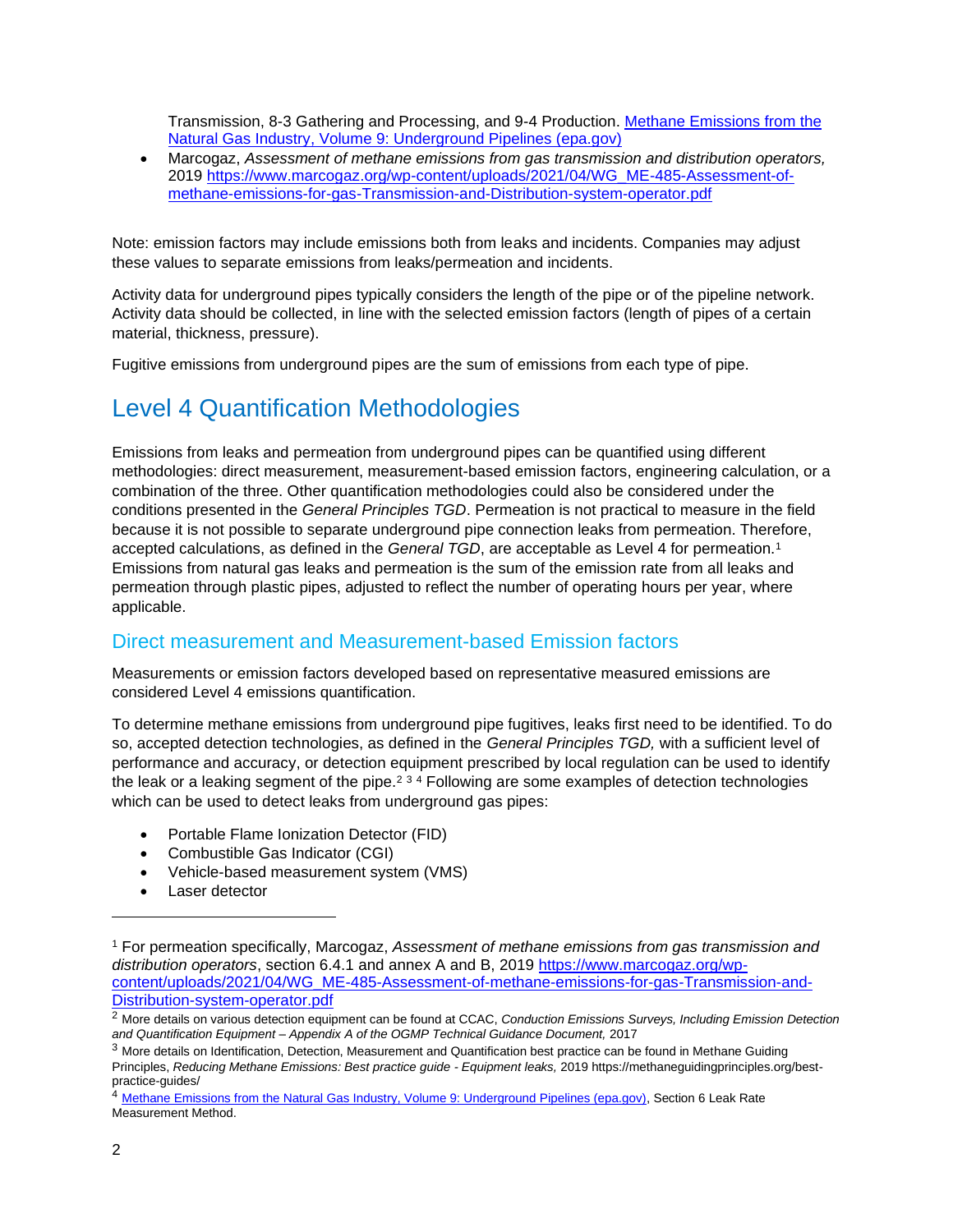Transmission, 8-3 Gathering and Processing, and 9-4 Production. [Methane Emissions from the Natural Gas Industry, Volume 9: Underground Pipelines (epa.gov)](#)

- Marcogaz, *Assessment of methane emissions from gas transmission and distribution operators,* 2019 https://www.marcogaz.org/wp-content/uploads/2021/04/WG_ME-485-Assessment-of-methane-emissions-for-gas-Transmission-and-Distribution-system-operator.pdf

Note: emission factors may include emissions both from leaks and incidents. Companies may adjust these values to separate emissions from leaks/permeation and incidents.

Activity data for underground pipes typically considers the length of the pipe or of the pipeline network. Activity data should be collected, in line with the selected emission factors (length of pipes of a certain material, thickness, pressure).

Fugitive emissions from underground pipes are the sum of emissions from each type of pipe.

# Level 4 Quantification Methodologies

Emissions from leaks and permeation from underground pipes can be quantified using different methodologies: direct measurement, measurement-based emission factors, engineering calculation, or a combination of the three. Other quantification methodologies could also be considered under the conditions presented in the *General Principles TGD*. Permeation is not practical to measure in the field because it is not possible to separate underground pipe connection leaks from permeation. Therefore, accepted calculations, as defined in the *General TGD*, are acceptable as Level 4 for permeation.[1] Emissions from natural gas leaks and permeation is the sum of the emission rate from all leaks and permeation through plastic pipes, adjusted to reflect the number of operating hours per year, where applicable.

## Direct measurement and Measurement-based Emission factors

Measurements or emission factors developed based on representative measured emissions are considered Level 4 emissions quantification.

To determine methane emissions from underground pipe fugitives, leaks first need to be identified. To do so, accepted detection technologies, as defined in the *General Principles TGD,* with a sufficient level of performance and accuracy, or detection equipment prescribed by local regulation can be used to identify the leak or a leaking segment of the pipe.[2] [3] [4] Following are some examples of detection technologies which can be used to detect leaks from underground gas pipes:

- Portable Flame Ionization Detector (FID)
- Combustible Gas Indicator (CGI)
- Vehicle-based measurement system (VMS)
- Laser detector

---

[1] For permeation specifically, Marcogaz, *Assessment of methane emissions from gas transmission and distribution operators*, section 6.4.1 and annex A and B, 2019 https://www.marcogaz.org/wp-content/uploads/2021/04/WG_ME-485-Assessment-of-methane-emissions-for-gas-Transmission-and-Distribution-system-operator.pdf

[2] More details on various detection equipment can be found at CCAC, *Conduction Emissions Surveys, Including Emission Detection and Quantification Equipment – Appendix A of the OGMP Technical Guidance Document,* 2017

[3] More details on Identification, Detection, Measurement and Quantification best practice can be found in Methane Guiding Principles, *Reducing Methane Emissions: Best practice guide - Equipment leaks,* 2019 https://methaneguidingprinciples.org/best-practice-guides/

[4] [Methane Emissions from the Natural Gas Industry, Volume 9: Underground Pipelines (epa.gov)](#), Section 6 Leak Rate Measurement Method.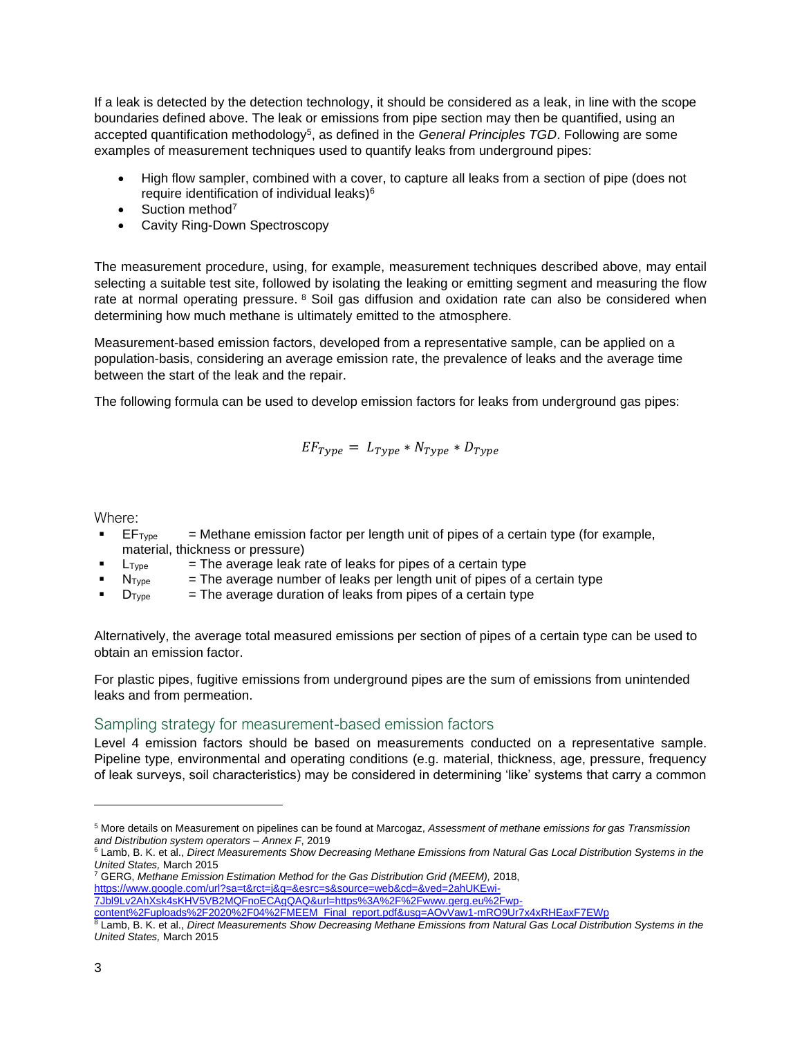If a leak is detected by the detection technology, it should be considered as a leak, in line with the scope boundaries defined above. The leak or emissions from pipe section may then be quantified, using an accepted quantification methodology[5], as defined in the *General Principles TGD*. Following are some examples of measurement techniques used to quantify leaks from underground pipes:

- High flow sampler, combined with a cover, to capture all leaks from a section of pipe (does not require identification of individual leaks)[6]
- Suction method[7]
- Cavity Ring-Down Spectroscopy

The measurement procedure, using, for example, measurement techniques described above, may entail selecting a suitable test site, followed by isolating the leaking or emitting segment and measuring the flow rate at normal operating pressure.[8] Soil gas diffusion and oxidation rate can also be considered when determining how much methane is ultimately emitted to the atmosphere.

Measurement-based emission factors, developed from a representative sample, can be applied on a population-basis, considering an average emission rate, the prevalence of leaks and the average time between the start of the leak and the repair.

The following formula can be used to develop emission factors for leaks from underground gas pipes:

$$EF_{Type} = L_{Type} * N_{Type} * D_{Type}$$

Where:

- $EF_{Type}$ = Methane emission factor per length unit of pipes of a certain type (for example, material, thickness or pressure)
- $L_{Type}$ = The average leak rate of leaks for pipes of a certain type
- $N_{Type}$ = The average number of leaks per length unit of pipes of a certain type
- $D_{Type}$ = The average duration of leaks from pipes of a certain type

Alternatively, the average total measured emissions per section of pipes of a certain type can be used to obtain an emission factor.

For plastic pipes, fugitive emissions from underground pipes are the sum of emissions from unintended leaks and from permeation.

## Sampling strategy for measurement-based emission factors

Level 4 emission factors should be based on measurements conducted on a representative sample. Pipeline type, environmental and operating conditions (e.g. material, thickness, age, pressure, frequency of leak surveys, soil characteristics) may be considered in determining 'like' systems that carry a common

---

[5] More details on Measurement on pipelines can be found at Marcogaz, *Assessment of methane emissions for gas Transmission and Distribution system operators – Annex F*, 2019

[6] Lamb, B. K. et al., *Direct Measurements Show Decreasing Methane Emissions from Natural Gas Local Distribution Systems in the United States,* March 2015

[7] GERG, *Methane Emission Estimation Method for the Gas Distribution Grid (MEEM),* 2018, https://www.google.com/url?sa=t&rct=j&q=&esrc=s&source=web&cd=&ved=2ahUKEwi-7Jbl9Lv2AhXsk4sKHV5VB2MQFnoECAgQAQ&url=https%3A%2F%2Fwww.gerg.eu%2Fwp-content%2Fuploads%2F2020%2F04%2FMEEM_Final_report.pdf&usg=AOvVaw1-mRO9Ur7x4xRHEaxF7EWp

[8] Lamb, B. K. et al., *Direct Measurements Show Decreasing Methane Emissions from Natural Gas Local Distribution Systems in the United States,* March 2015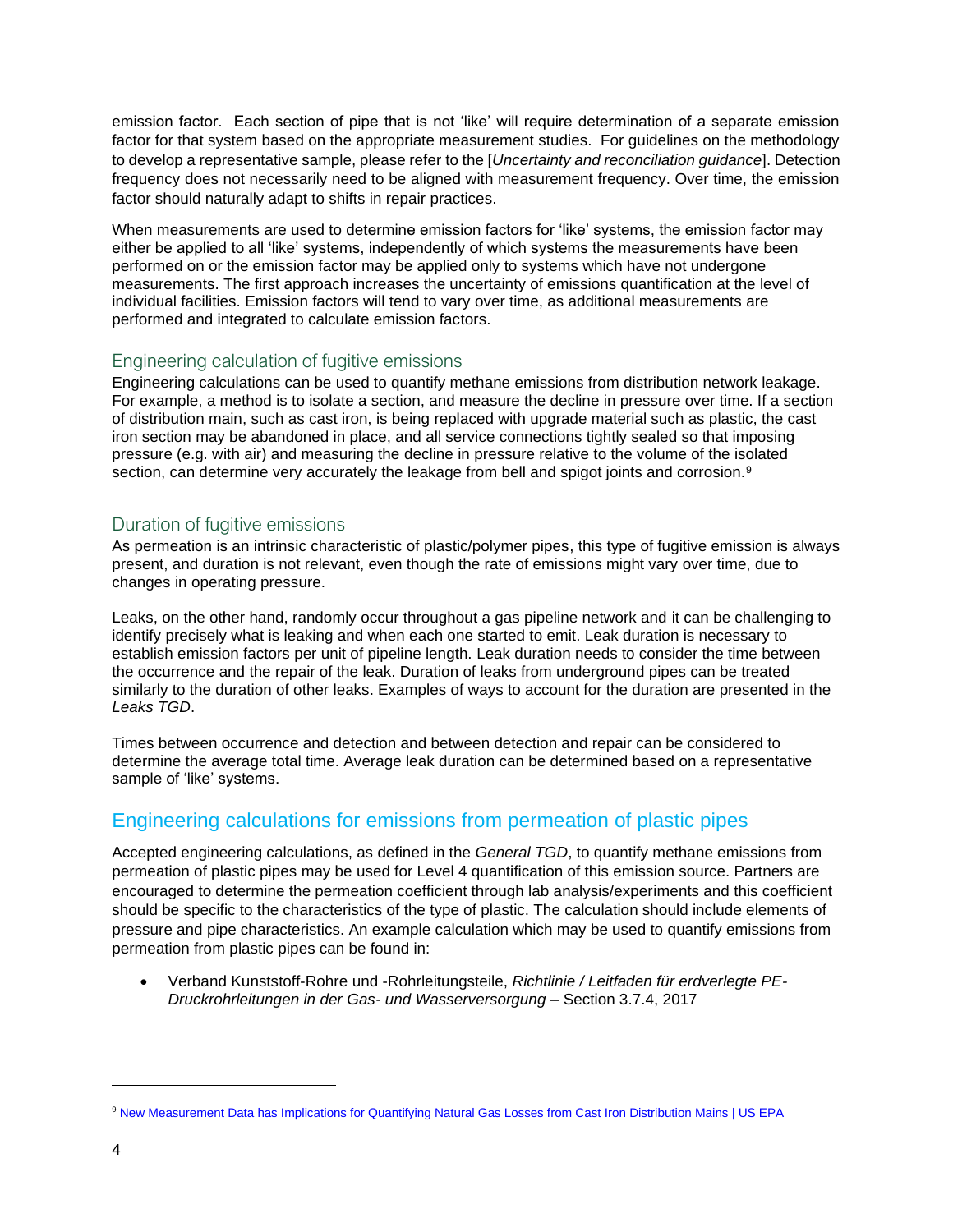emission factor. Each section of pipe that is not 'like' will require determination of a separate emission factor for that system based on the appropriate measurement studies. For guidelines on the methodology to develop a representative sample, please refer to the [*Uncertainty and reconciliation guidance*]. Detection frequency does not necessarily need to be aligned with measurement frequency. Over time, the emission factor should naturally adapt to shifts in repair practices.

When measurements are used to determine emission factors for 'like' systems, the emission factor may either be applied to all 'like' systems, independently of which systems the measurements have been performed on or the emission factor may be applied only to systems which have not undergone measurements. The first approach increases the uncertainty of emissions quantification at the level of individual facilities. Emission factors will tend to vary over time, as additional measurements are performed and integrated to calculate emission factors.

### Engineering calculation of fugitive emissions

Engineering calculations can be used to quantify methane emissions from distribution network leakage. For example, a method is to isolate a section, and measure the decline in pressure over time. If a section of distribution main, such as cast iron, is being replaced with upgrade material such as plastic, the cast iron section may be abandoned in place, and all service connections tightly sealed so that imposing pressure (e.g. with air) and measuring the decline in pressure relative to the volume of the isolated section, can determine very accurately the leakage from bell and spigot joints and corrosion.[9]

### Duration of fugitive emissions

As permeation is an intrinsic characteristic of plastic/polymer pipes, this type of fugitive emission is always present, and duration is not relevant, even though the rate of emissions might vary over time, due to changes in operating pressure.

Leaks, on the other hand, randomly occur throughout a gas pipeline network and it can be challenging to identify precisely what is leaking and when each one started to emit. Leak duration is necessary to establish emission factors per unit of pipeline length. Leak duration needs to consider the time between the occurrence and the repair of the leak. Duration of leaks from underground pipes can be treated similarly to the duration of other leaks. Examples of ways to account for the duration are presented in the *Leaks TGD*.

Times between occurrence and detection and between detection and repair can be considered to determine the average total time. Average leak duration can be determined based on a representative sample of 'like' systems.

## Engineering calculations for emissions from permeation of plastic pipes

Accepted engineering calculations, as defined in the *General TGD*, to quantify methane emissions from permeation of plastic pipes may be used for Level 4 quantification of this emission source. Partners are encouraged to determine the permeation coefficient through lab analysis/experiments and this coefficient should be specific to the characteristics of the type of plastic. The calculation should include elements of pressure and pipe characteristics. An example calculation which may be used to quantify emissions from permeation from plastic pipes can be found in:

- Verband Kunststoff-Rohre und -Rohrleitungsteile, *Richtlinie / Leitfaden für erdverlegte PE-Druckrohrleitungen in der Gas- und Wasserversorgung* – Section 3.7.4, 2017

---

[9] New Measurement Data has Implications for Quantifying Natural Gas Losses from Cast Iron Distribution Mains | US EPA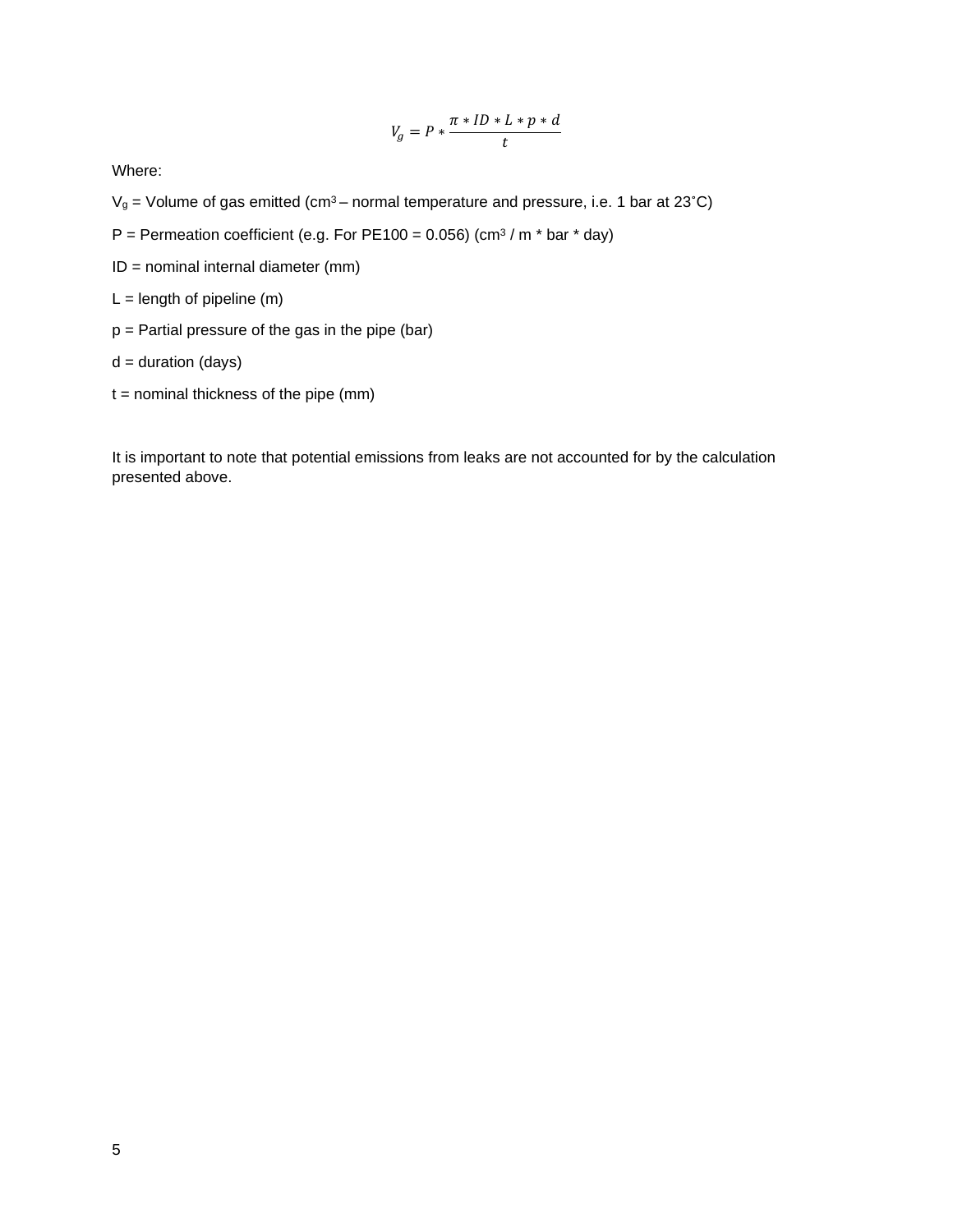$$V_g = P * \frac{\pi * ID * L * p * d}{t}$$

Where:

$V_g$ = Volume of gas emitted ($cm^3$ – normal temperature and pressure, i.e. 1 bar at 23˚C)

P = Permeation coefficient (e.g. For PE100 = 0.056) ($cm^3$ / m * bar * day)

ID = nominal internal diameter (mm)

L = length of pipeline (m)

p = Partial pressure of the gas in the pipe (bar)

d = duration (days)

t = nominal thickness of the pipe (mm)

It is important to note that potential emissions from leaks are not accounted for by the calculation presented above.